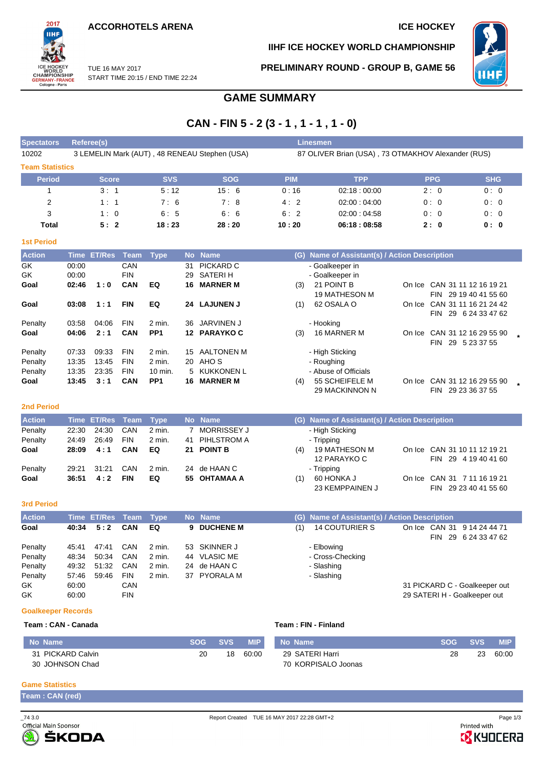ACCORHOTELS ARENA

ICE HOCKEY

IIHF ICE HOCKEY WORLD CHAMPIONSHIP

TUE 16 MAY 2017
START TIME 20:15 / END TIME 22:24

PRELIMINARY ROUND - GROUP B, GAME 56

# GAME SUMMARY

## CAN - FIN 5 - 2 (3 - 1 , 1 - 1 , 1 - 0)

| Spectators | Referee(s) | Linesmen |
|---|---|---|
| 10202 | 3 LEMELIN Mark (AUT) , 48 RENEAU Stephen (USA) | 87 OLIVER Brian (USA) , 73 OTMAKHOV Alexander (RUS) |

### Team Statistics

| Period | Score | SVS | SOG | PIM | TPP | PPG | SHG |
|---|---|---|---|---|---|---|---|
| 1 | 3 : 1 | 5 : 12 | 15 : 6 | 0 : 16 | 02:18 : 00:00 | 2 : 0 | 0 : 0 |
| 2 | 1 : 1 | 7 : 6 | 7 : 8 | 4 : 2 | 02:00 : 04:00 | 0 : 0 | 0 : 0 |
| 3 | 1 : 0 | 6 : 5 | 6 : 6 | 6 : 2 | 02:00 : 04:58 | 0 : 0 | 0 : 0 |
| **Total** | **5 : 2** | **18 : 23** | **28 : 20** | **10 : 20** | **06:18 : 08:58** | **2 : 0** | **0 : 0** |

### 1st Period

| Action | Time | ET/Res | Team | Type | No | Name | (G) | Name of Assistant(s) / Action Description | | |
|---|---|---|---|---|---|---|---|---|---|---|
| GK | 00:00 | | CAN | | 31 | PICKARD C | | - Goalkeeper in | | |
| GK | 00:00 | | FIN | | 29 | SATERI H | | - Goalkeeper in | | |
| **Goal** | **02:46** | **1 : 0** | **CAN** | **EQ** | **16** | **MARNER M** | (3) | 21 POINT B<br>19 MATHESON M | On Ice | CAN 31 11 12 16 19 21<br>FIN 29 19 40 41 55 60 |
| **Goal** | **03:08** | **1 : 1** | **FIN** | **EQ** | **24** | **LAJUNEN J** | (1) | 62 OSALA O | On Ice | CAN 31 11 16 21 24 42<br>FIN 29 6 24 33 47 62 |
| Penalty | 03:58 | 04:06 | FIN | 2 min. | 36 | JARVINEN J | | - Hooking | | |
| **Goal** | **04:06** | **2 : 1** | **CAN** | **PP1** | **12** | **PARAYKO C** | (3) | 16 MARNER M | On Ice | CAN 31 12 16 29 55 90 *<br>FIN 29 5 23 37 55 |
| Penalty | 07:33 | 09:33 | FIN | 2 min. | 15 | AALTONEN M | | - High Sticking | | |
| Penalty | 13:35 | 13:45 | FIN | 2 min. | 20 | AHO S | | - Roughing | | |
| Penalty | 13:35 | 23:35 | FIN | 10 min. | 5 | KUKKONEN L | | - Abuse of Officials | | |
| **Goal** | **13:45** | **3 : 1** | **CAN** | **PP1** | **16** | **MARNER M** | (4) | 55 SCHEIFELE M<br>29 MACKINNON N | On Ice | CAN 31 12 16 29 55 90 *<br>FIN 29 23 36 37 55 |

### 2nd Period

| Action | Time | ET/Res | Team | Type | No | Name | (G) | Name of Assistant(s) / Action Description | | |
|---|---|---|---|---|---|---|---|---|---|---|
| Penalty | 22:30 | 24:30 | CAN | 2 min. | 7 | MORRISSEY J | | - High Sticking | | |
| Penalty | 24:49 | 26:49 | FIN | 2 min. | 41 | PIHLSTROM A | | - Tripping | | |
| **Goal** | **28:09** | **4 : 1** | **CAN** | **EQ** | **21** | **POINT B** | (4) | 19 MATHESON M<br>12 PARAYKO C | On Ice | CAN 31 10 11 12 19 21<br>FIN 29 4 19 40 41 60 |
| Penalty | 29:21 | 31:21 | CAN | 2 min. | 24 | de HAAN C | | - Tripping | | |
| **Goal** | **36:51** | **4 : 2** | **FIN** | **EQ** | **55** | **OHTAMAA A** | (1) | 60 HONKA J<br>23 KEMPPAINEN J | On Ice | CAN 31 7 11 16 19 21<br>FIN 29 23 40 41 55 60 |

### 3rd Period

| Action | Time | ET/Res | Team | Type | No | Name | (G) | Name of Assistant(s) / Action Description | | |
|---|---|---|---|---|---|---|---|---|---|---|
| **Goal** | **40:34** | **5 : 2** | **CAN** | **EQ** | **9** | **DUCHENE M** | (1) | 14 COUTURIER S | On Ice | CAN 31 9 14 24 44 71<br>FIN 29 6 24 33 47 62 |
| Penalty | 45:41 | 47:41 | CAN | 2 min. | 53 | SKINNER J | | - Elbowing | | |
| Penalty | 48:34 | 50:34 | CAN | 2 min. | 44 | VLASIC ME | | - Cross-Checking | | |
| Penalty | 49:32 | 51:32 | CAN | 2 min. | 24 | de HAAN C | | - Slashing | | |
| Penalty | 57:46 | 59:46 | FIN | 2 min. | 37 | PYORALA M | | - Slashing | | |
| GK | 60:00 | | CAN | | | | | | | 31 PICKARD C - Goalkeeper out |
| GK | 60:00 | | FIN | | | | | | | 29 SATERI H - Goalkeeper out |

### Goalkeeper Records

**Team : CAN - Canada**

| No Name | SOG | SVS | MIP |
|---|---|---|---|
| 31 PICKARD Calvin | 20 | 18 | 60:00 |
| 30 JOHNSON Chad | | | |

**Team : FIN - Finland**

| No Name | SOG | SVS | MIP |
|---|---|---|---|
| 29 SATERI Harri | 28 | 23 | 60:00 |
| 70 KORPISALO Joonas | | | |

### Game Statistics

**Team : CAN (red)**

_74 3.0

Report Created TUE 16 MAY 2017 22:28 GMT+2

Official Main Sponsor ŠKODA

Printed with KYOCERA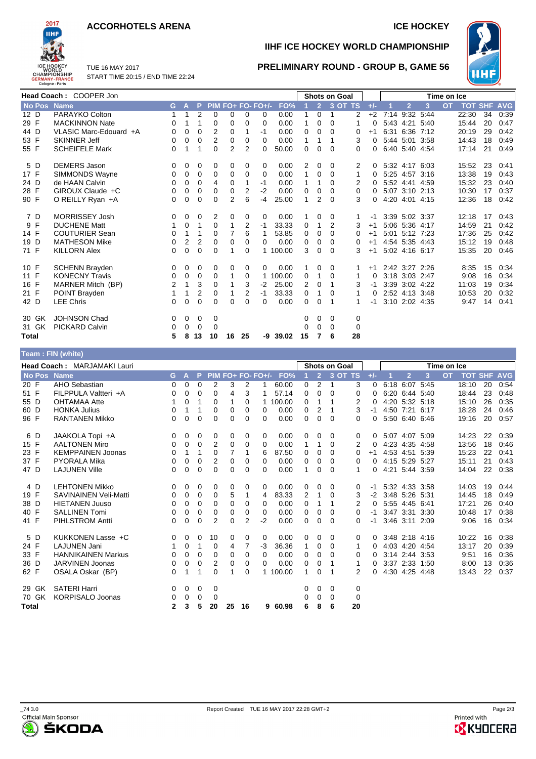# ACCORHOTELS ARENA

ICE HOCKEY

## IIHF ICE HOCKEY WORLD CHAMPIONSHIP

TUE 16 MAY 2017
START TIME 20:15 / END TIME 22:24

## PRELIMINARY ROUND - GROUP B, GAME 56

**Head Coach :** COOPER Jon

| No | Pos | Name | G | A | P | PIM | FO+ | FO- | FO+/- | FO% | Shots on Goal 1 | 2 | 3 | OT | TS | +/- | Time on Ice 1 | 2 | 3 | OT | TOT | SHF | AVG |
|---|---|---|---|---|---|---|---|---|---|---|---|---|---|---|---|---|---|---|---|---|---|---|---|
| 12 | D | PARAYKO Colton | 1 | 1 | 2 | 0 | 0 | 0 | 0 | 0.00 | 1 | 0 | 1 | | 2 | +2 | 7:14 | 9:32 | 5:44 | | 22:30 | 34 | 0:39 |
| 29 | F | MACKINNON Nate | 0 | 1 | 1 | 0 | 0 | 0 | 0 | 0.00 | 1 | 0 | 0 | | 1 | 0 | 5:43 | 4:21 | 5:40 | | 15:44 | 20 | 0:47 |
| 44 | D | VLASIC Marc-Edouard +A | 0 | 0 | 0 | 2 | 0 | 1 | -1 | 0.00 | 0 | 0 | 0 | | 0 | +1 | 6:31 | 6:36 | 7:12 | | 20:19 | 29 | 0:42 |
| 53 | F | SKINNER Jeff | 0 | 0 | 0 | 2 | 0 | 0 | 0 | 0.00 | 1 | 1 | 1 | | 3 | 0 | 5:44 | 5:01 | 3:58 | | 14:43 | 18 | 0:49 |
| 55 | F | SCHEIFELE Mark | 0 | 1 | 1 | 0 | 2 | 2 | 0 | 50.00 | 0 | 0 | 0 | | 0 | 0 | 6:40 | 5:40 | 4:54 | | 17:14 | 21 | 0:49 |
| 5 | D | DEMERS Jason | 0 | 0 | 0 | 0 | 0 | 0 | 0 | 0.00 | 2 | 0 | 0 | | 2 | 0 | 5:32 | 4:17 | 6:03 | | 15:52 | 23 | 0:41 |
| 17 | F | SIMMONDS Wayne | 0 | 0 | 0 | 0 | 0 | 0 | 0 | 0.00 | 1 | 0 | 0 | | 1 | 0 | 5:25 | 4:57 | 3:16 | | 13:38 | 19 | 0:43 |
| 24 | D | de HAAN Calvin | 0 | 0 | 0 | 4 | 0 | 1 | -1 | 0.00 | 1 | 1 | 0 | | 2 | 0 | 5:52 | 4:41 | 4:59 | | 15:32 | 23 | 0:40 |
| 28 | F | GIROUX Claude +C | 0 | 0 | 0 | 0 | 0 | 2 | -2 | 0.00 | 0 | 0 | 0 | | 0 | 0 | 5:07 | 3:10 | 2:13 | | 10:30 | 17 | 0:37 |
| 90 | F | O REILLY Ryan +A | 0 | 0 | 0 | 0 | 2 | 6 | -4 | 25.00 | 1 | 2 | 0 | | 3 | 0 | 4:20 | 4:01 | 4:15 | | 12:36 | 18 | 0:42 |
| 7 | D | MORRISSEY Josh | 0 | 0 | 0 | 2 | 0 | 0 | 0 | 0.00 | 1 | 0 | 0 | | 1 | -1 | 3:39 | 5:02 | 3:37 | | 12:18 | 17 | 0:43 |
| 9 | F | DUCHENE Matt | 1 | 0 | 1 | 0 | 1 | 2 | -1 | 33.33 | 0 | 1 | 2 | | 3 | +1 | 5:06 | 5:36 | 4:17 | | 14:59 | 21 | 0:42 |
| 14 | F | COUTURIER Sean | 0 | 1 | 1 | 0 | 7 | 6 | 1 | 53.85 | 0 | 0 | 0 | | 0 | +1 | 5:01 | 5:12 | 7:23 | | 17:36 | 25 | 0:42 |
| 19 | D | MATHESON Mike | 0 | 2 | 2 | 0 | 0 | 0 | 0 | 0.00 | 0 | 0 | 0 | | 0 | +1 | 4:54 | 5:35 | 4:43 | | 15:12 | 19 | 0:48 |
| 71 | F | KILLORN Alex | 0 | 0 | 0 | 0 | 1 | 0 | 1 | 100.00 | 3 | 0 | 0 | | 3 | +1 | 5:02 | 4:16 | 6:17 | | 15:35 | 20 | 0:46 |
| 10 | F | SCHENN Brayden | 0 | 0 | 0 | 0 | 0 | 0 | 0 | 0.00 | 1 | 0 | 0 | | 1 | +1 | 2:42 | 3:27 | 2:26 | | 8:35 | 15 | 0:34 |
| 11 | F | KONECNY Travis | 0 | 0 | 0 | 0 | 1 | 0 | 1 | 100.00 | 0 | 1 | 0 | | 1 | 0 | 3:18 | 3:03 | 2:47 | | 9:08 | 16 | 0:34 |
| 16 | F | MARNER Mitch (BP) | 2 | 1 | 3 | 0 | 1 | 3 | -2 | 25.00 | 2 | 0 | 1 | | 3 | -1 | 3:39 | 3:02 | 4:22 | | 11:03 | 19 | 0:34 |
| 21 | F | POINT Brayden | 1 | 1 | 2 | 0 | 1 | 2 | -1 | 33.33 | 0 | 1 | 0 | | 1 | 0 | 2:52 | 4:13 | 3:48 | | 10:53 | 20 | 0:32 |
| 42 | D | LEE Chris | 0 | 0 | 0 | 0 | 0 | 0 | 0 | 0.00 | 0 | 0 | 1 | | 1 | -1 | 3:10 | 2:02 | 4:35 | | 9:47 | 14 | 0:41 |
| 30 | GK | JOHNSON Chad | 0 | 0 | 0 | 0 | | | | | 0 | 0 | 0 | | 0 | | | | | | | | |
| 31 | GK | PICKARD Calvin | 0 | 0 | 0 | 0 | | | | | 0 | 0 | 0 | | 0 | | | | | | | | |
| **Total** | | | **5** | **8** | **13** | **10** | **16** | **25** | **-9** | **39.02** | **15** | **7** | **6** | | **28** | | | | | | | | |

**Team : FIN (white)**

**Head Coach :** MARJAMAKI Lauri

| No | Pos | Name | G | A | P | PIM | FO+ | FO- | FO+/- | FO% | Shots on Goal 1 | 2 | 3 | OT | TS | +/- | Time on Ice 1 | 2 | 3 | OT | TOT | SHF | AVG |
|---|---|---|---|---|---|---|---|---|---|---|---|---|---|---|---|---|---|---|---|---|---|---|---|
| 20 | F | AHO Sebastian | 0 | 0 | 0 | 2 | 3 | 2 | 1 | 60.00 | 0 | 2 | 1 | | 3 | 0 | 6:18 | 6:07 | 5:45 | | 18:10 | 20 | 0:54 |
| 51 | F | FILPPULA Valtteri +A | 0 | 0 | 0 | 0 | 4 | 3 | 1 | 57.14 | 0 | 0 | 0 | | 0 | 0 | 6:20 | 6:44 | 5:40 | | 18:44 | 23 | 0:48 |
| 55 | D | OHTAMAA Atte | 1 | 0 | 1 | 0 | 1 | 0 | 1 | 100.00 | 0 | 1 | 1 | | 2 | 0 | 4:20 | 5:32 | 5:18 | | 15:10 | 26 | 0:35 |
| 60 | D | HONKA Julius | 0 | 1 | 1 | 0 | 0 | 0 | 0 | 0.00 | 0 | 2 | 1 | | 3 | -1 | 4:50 | 7:21 | 6:17 | | 18:28 | 24 | 0:46 |
| 96 | F | RANTANEN Mikko | 0 | 0 | 0 | 0 | 0 | 0 | 0 | 0.00 | 0 | 0 | 0 | | 0 | 0 | 5:50 | 6:40 | 6:46 | | 19:16 | 20 | 0:57 |
| 6 | D | JAAKOLA Topi +A | 0 | 0 | 0 | 0 | 0 | 0 | 0 | 0.00 | 0 | 0 | 0 | | 0 | 0 | 5:07 | 4:07 | 5:09 | | 14:23 | 22 | 0:39 |
| 15 | F | AALTONEN Miro | 0 | 0 | 0 | 2 | 0 | 0 | 0 | 0.00 | 1 | 1 | 0 | | 2 | 0 | 4:23 | 4:35 | 4:58 | | 13:56 | 18 | 0:46 |
| 23 | F | KEMPPAINEN Joonas | 0 | 1 | 1 | 0 | 7 | 1 | 6 | 87.50 | 0 | 0 | 0 | | 0 | +1 | 4:53 | 4:51 | 5:39 | | 15:23 | 22 | 0:41 |
| 37 | F | PYORALA Mika | 0 | 0 | 0 | 2 | 0 | 0 | 0 | 0.00 | 0 | 0 | 0 | | 0 | 0 | 4:15 | 5:29 | 5:27 | | 15:11 | 21 | 0:43 |
| 47 | D | LAJUNEN Ville | 0 | 0 | 0 | 0 | 0 | 0 | 0 | 0.00 | 1 | 0 | 0 | | 1 | 0 | 4:21 | 5:44 | 3:59 | | 14:04 | 22 | 0:38 |
| 4 | D | LEHTONEN Mikko | 0 | 0 | 0 | 0 | 0 | 0 | 0 | 0.00 | 0 | 0 | 0 | | 0 | -1 | 5:32 | 4:33 | 3:58 | | 14:03 | 19 | 0:44 |
| 19 | F | SAVINAINEN Veli-Matti | 0 | 0 | 0 | 0 | 5 | 1 | 4 | 83.33 | 2 | 1 | 0 | | 3 | -2 | 3:48 | 5:26 | 5:31 | | 14:45 | 18 | 0:49 |
| 38 | D | HIETANEN Juuso | 0 | 0 | 0 | 0 | 0 | 0 | 0 | 0.00 | 0 | 1 | 1 | | 2 | 0 | 5:55 | 4:45 | 6:41 | | 17:21 | 26 | 0:40 |
| 40 | F | SALLINEN Tomi | 0 | 0 | 0 | 0 | 0 | 0 | 0 | 0.00 | 0 | 0 | 0 | | 0 | -1 | 3:47 | 3:31 | 3:30 | | 10:48 | 17 | 0:38 |
| 41 | F | PIHLSTROM Antti | 0 | 0 | 0 | 2 | 0 | 2 | -2 | 0.00 | 0 | 0 | 0 | | 0 | -1 | 3:46 | 3:11 | 2:09 | | 9:06 | 16 | 0:34 |
| 5 | D | KUKKONEN Lasse +C | 0 | 0 | 0 | 10 | 0 | 0 | 0 | 0.00 | 0 | 0 | 0 | | 0 | 0 | 3:48 | 2:18 | 4:16 | | 10:22 | 16 | 0:38 |
| 24 | F | LAJUNEN Jani | 1 | 0 | 1 | 0 | 4 | 7 | -3 | 36.36 | 1 | 0 | 0 | | 1 | 0 | 4:03 | 4:20 | 4:54 | | 13:17 | 20 | 0:39 |
| 33 | F | HANNIKAINEN Markus | 0 | 0 | 0 | 0 | 0 | 0 | 0 | 0.00 | 0 | 0 | 0 | | 0 | 0 | 3:14 | 2:44 | 3:53 | | 9:51 | 16 | 0:36 |
| 36 | D | JARVINEN Joonas | 0 | 0 | 0 | 2 | 0 | 0 | 0 | 0.00 | 0 | 0 | 1 | | 1 | 0 | 3:37 | 2:33 | 1:50 | | 8:00 | 13 | 0:36 |
| 62 | F | OSALA Oskar (BP) | 0 | 1 | 1 | 0 | 1 | 0 | 1 | 100.00 | 1 | 0 | 1 | | 2 | 0 | 4:30 | 4:25 | 4:48 | | 13:43 | 22 | 0:37 |
| 29 | GK | SATERI Harri | 0 | 0 | 0 | 0 | | | | | 0 | 0 | 0 | | 0 | | | | | | | | |
| 70 | GK | KORPISALO Joonas | 0 | 0 | 0 | 0 | | | | | 0 | 0 | 0 | | 0 | | | | | | | | |
| **Total** | | | **2** | **3** | **5** | **20** | **25** | **16** | **9** | **60.98** | **6** | **8** | **6** | | **20** | | | | | | | | |

_74 3.0 Report Created TUE 16 MAY 2017 22:28 GMT+2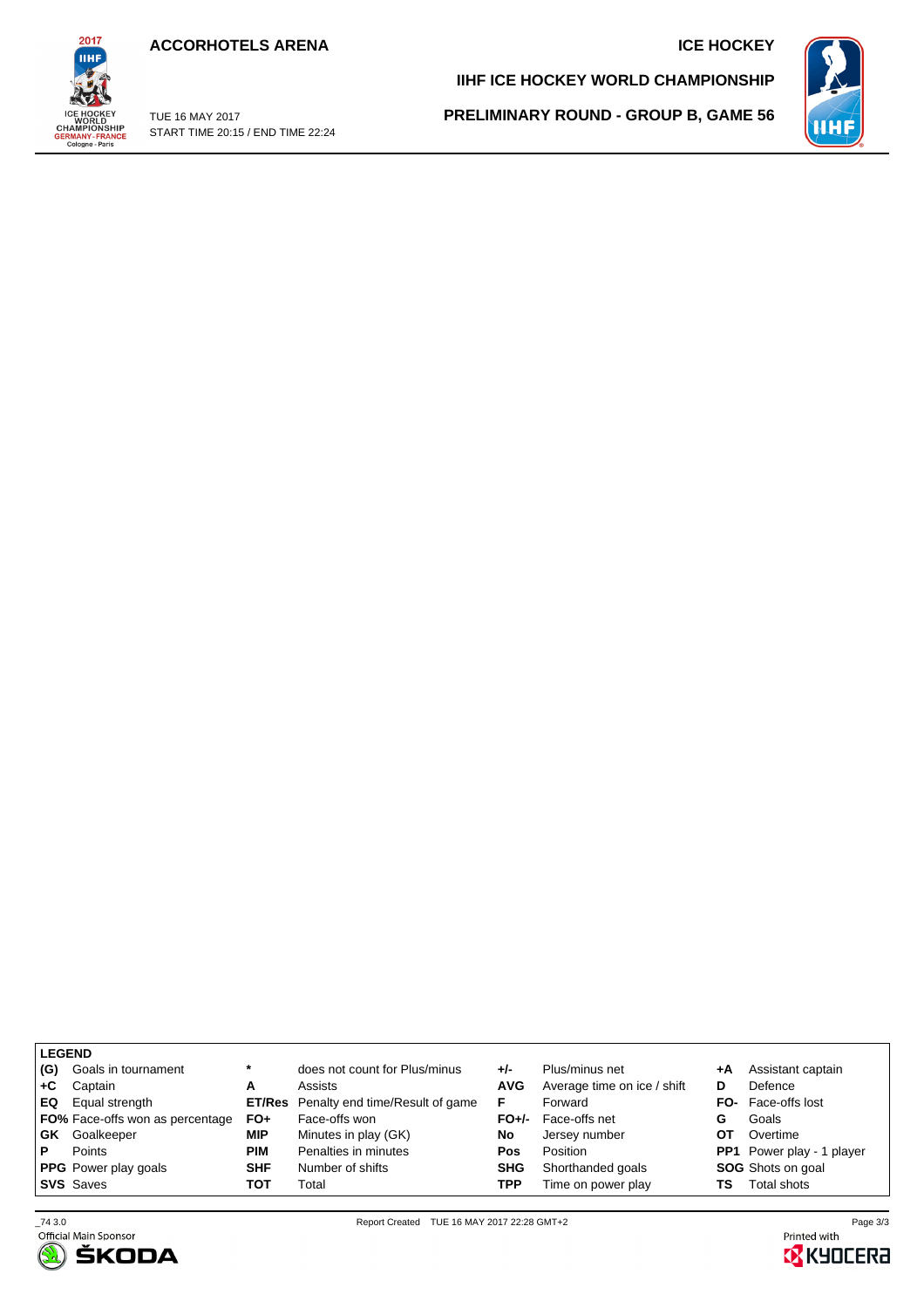## LEGEND

| | | | | | | | |
|---|---|---|---|---|---|---|---|
| **(G)** | Goals in tournament | ***** | does not count for Plus/minus | **+/-** | Plus/minus net | **+A** | Assistant captain |
| **+C** | Captain | **A** | Assists | **AVG** | Average time on ice / shift | **D** | Defence |
| **EQ** | Equal strength | **ET/Res** | Penalty end time/Result of game | **F** | Forward | **FO-** | Face-offs lost |
| **FO%** | Face-offs won as percentage | **FO+** | Face-offs won | **FO+/-** | Face-offs net | **G** | Goals |
| **GK** | Goalkeeper | **MIP** | Minutes in play (GK) | **No** | Jersey number | **OT** | Overtime |
| **P** | Points | **PIM** | Penalties in minutes | **Pos** | Position | **PP1** | Power play - 1 player |
| **PPG** | Power play goals | **SHF** | Number of shifts | **SHG** | Shorthanded goals | **SOG** | Shots on goal |
| **SVS** | Saves | **TOT** | Total | **TPP** | Time on power play | **TS** | Total shots |